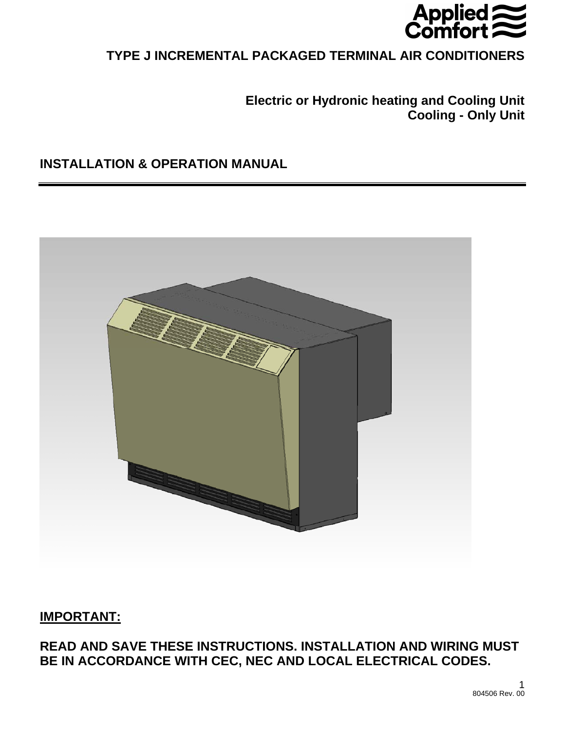Applied Comfort

# TYPE J INCREMENTAL PACKAGED TERMINAL AIR CONDITIONERS

**Electric or Hydronic heating and Cooling Unit**
**Cooling - Only Unit**

## INSTALLATION & OPERATION MANUAL

## IMPORTANT:

**READ AND SAVE THESE INSTRUCTIONS. INSTALLATION AND WIRING MUST BE IN ACCORDANCE WITH CEC, NEC AND LOCAL ELECTRICAL CODES.**

804506 Rev. 00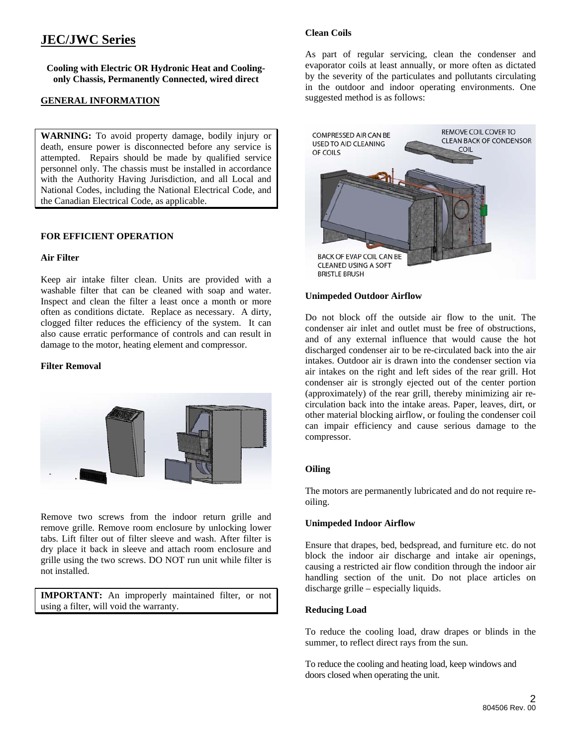# JEC/JWC Series

**Cooling with Electric OR Hydronic Heat and Cooling-only Chassis, Permanently Connected, wired direct**

## GENERAL INFORMATION

**WARNING:** To avoid property damage, bodily injury or death, ensure power is disconnected before any service is attempted. Repairs should be made by qualified service personnel only. The chassis must be installed in accordance with the Authority Having Jurisdiction, and all Local and National Codes, including the National Electrical Code, and the Canadian Electrical Code, as applicable.

### FOR EFFICIENT OPERATION

#### Air Filter

Keep air intake filter clean. Units are provided with a washable filter that can be cleaned with soap and water. Inspect and clean the filter a least once a month or more often as conditions dictate. Replace as necessary. A dirty, clogged filter reduces the efficiency of the system. It can also cause erratic performance of controls and can result in damage to the motor, heating element and compressor.

#### Filter Removal

Remove two screws from the indoor return grille and remove grille. Remove room enclosure by unlocking lower tabs. Lift filter out of filter sleeve and wash. After filter is dry place it back in sleeve and attach room enclosure and grille using the two screws. DO NOT run unit while filter is not installed.

**IMPORTANT:** An improperly maintained filter, or not using a filter, will void the warranty.

#### Clean Coils

As part of regular servicing, clean the condenser and evaporator coils at least annually, or more often as dictated by the severity of the particulates and pollutants circulating in the outdoor and indoor operating environments. One suggested method is as follows:

COMPRESSED AIR CAN BE USED TO AID CLEANING OF COILS

REMOVE COIL COVER TO CLEAN BACK OF CONDENSOR COIL

BACK OF EVAP COIL CAN BE CLEANED USING A SOFT BRISTLE BRUSH

#### Unimpeded Outdoor Airflow

Do not block off the outside air flow to the unit. The condenser air inlet and outlet must be free of obstructions, and of any external influence that would cause the hot discharged condenser air to be re-circulated back into the air intakes. Outdoor air is drawn into the condenser section via air intakes on the right and left sides of the rear grill. Hot condenser air is strongly ejected out of the center portion (approximately) of the rear grill, thereby minimizing air re-circulation back into the intake areas. Paper, leaves, dirt, or other material blocking airflow, or fouling the condenser coil can impair efficiency and cause serious damage to the compressor.

#### Oiling

The motors are permanently lubricated and do not require re-oiling.

#### Unimpeded Indoor Airflow

Ensure that drapes, bed, bedspread, and furniture etc. do not block the indoor air discharge and intake air openings, causing a restricted air flow condition through the indoor air handling section of the unit. Do not place articles on discharge grille – especially liquids.

#### Reducing Load

To reduce the cooling load, draw drapes or blinds in the summer, to reflect direct rays from the sun.

To reduce the cooling and heating load, keep windows and doors closed when operating the unit.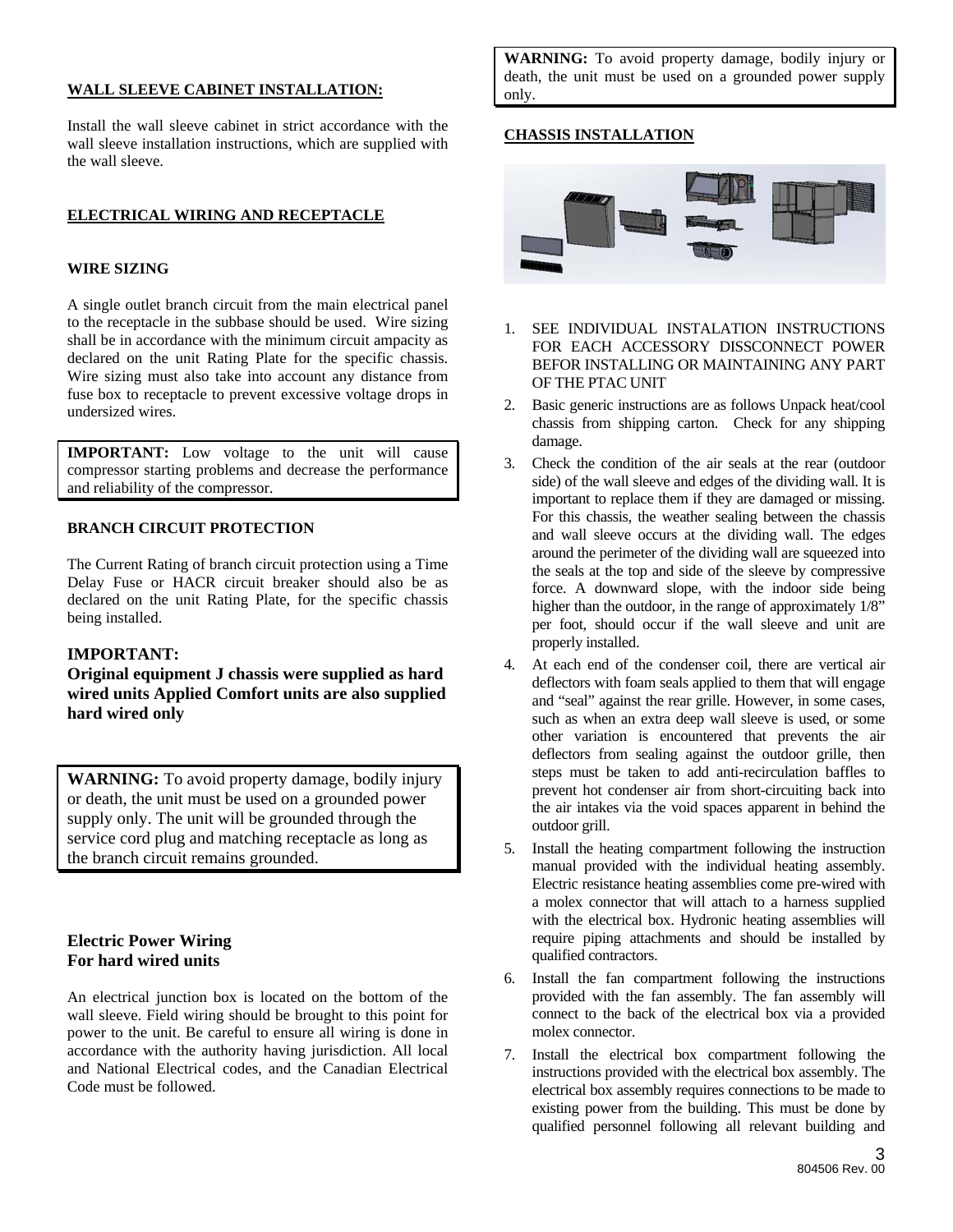**WALL SLEEVE CABINET INSTALLATION:**

Install the wall sleeve cabinet in strict accordance with the wall sleeve installation instructions, which are supplied with the wall sleeve.

**ELECTRICAL WIRING AND RECEPTACLE**

**WIRE SIZING**

A single outlet branch circuit from the main electrical panel to the receptacle in the subbase should be used. Wire sizing shall be in accordance with the minimum circuit ampacity as declared on the unit Rating Plate for the specific chassis. Wire sizing must also take into account any distance from fuse box to receptacle to prevent excessive voltage drops in undersized wires.

> **IMPORTANT:** Low voltage to the unit will cause compressor starting problems and decrease the performance and reliability of the compressor.

**BRANCH CIRCUIT PROTECTION**

The Current Rating of branch circuit protection using a Time Delay Fuse or HACR circuit breaker should also be as declared on the unit Rating Plate, for the specific chassis being installed.

**IMPORTANT:**
**Original equipment J chassis were supplied as hard wired units Applied Comfort units are also supplied hard wired only**

> **WARNING:** To avoid property damage, bodily injury or death, the unit must be used on a grounded power supply only. The unit will be grounded through the service cord plug and matching receptacle as long as the branch circuit remains grounded.

**Electric Power Wiring**
**For hard wired units**

An electrical junction box is located on the bottom of the wall sleeve. Field wiring should be brought to this point for power to the unit. Be careful to ensure all wiring is done in accordance with the authority having jurisdiction. All local and National Electrical codes, and the Canadian Electrical Code must be followed.

> **WARNING:** To avoid property damage, bodily injury or death, the unit must be used on a grounded power supply only.

**CHASSIS INSTALLATION**

1. SEE INDIVIDUAL INSTALATION INSTRUCTIONS FOR EACH ACCESSORY DISSCONNECT POWER BEFOR INSTALLING OR MAINTAINING ANY PART OF THE PTAC UNIT
2. Basic generic instructions are as follows Unpack heat/cool chassis from shipping carton. Check for any shipping damage.
3. Check the condition of the air seals at the rear (outdoor side) of the wall sleeve and edges of the dividing wall. It is important to replace them if they are damaged or missing. For this chassis, the weather sealing between the chassis and wall sleeve occurs at the dividing wall. The edges around the perimeter of the dividing wall are squeezed into the seals at the top and side of the sleeve by compressive force. A downward slope, with the indoor side being higher than the outdoor, in the range of approximately 1/8" per foot, should occur if the wall sleeve and unit are properly installed.
4. At each end of the condenser coil, there are vertical air deflectors with foam seals applied to them that will engage and "seal" against the rear grille. However, in some cases, such as when an extra deep wall sleeve is used, or some other variation is encountered that prevents the air deflectors from sealing against the outdoor grille, then steps must be taken to add anti-recirculation baffles to prevent hot condenser air from short-circuiting back into the air intakes via the void spaces apparent in behind the outdoor grill.
5. Install the heating compartment following the instruction manual provided with the individual heating assembly. Electric resistance heating assemblies come pre-wired with a molex connector that will attach to a harness supplied with the electrical box. Hydronic heating assemblies will require piping attachments and should be installed by qualified contractors.
6. Install the fan compartment following the instructions provided with the fan assembly. The fan assembly will connect to the back of the electrical box via a provided molex connector.
7. Install the electrical box compartment following the instructions provided with the electrical box assembly. The electrical box assembly requires connections to be made to existing power from the building. This must be done by qualified personnel following all relevant building and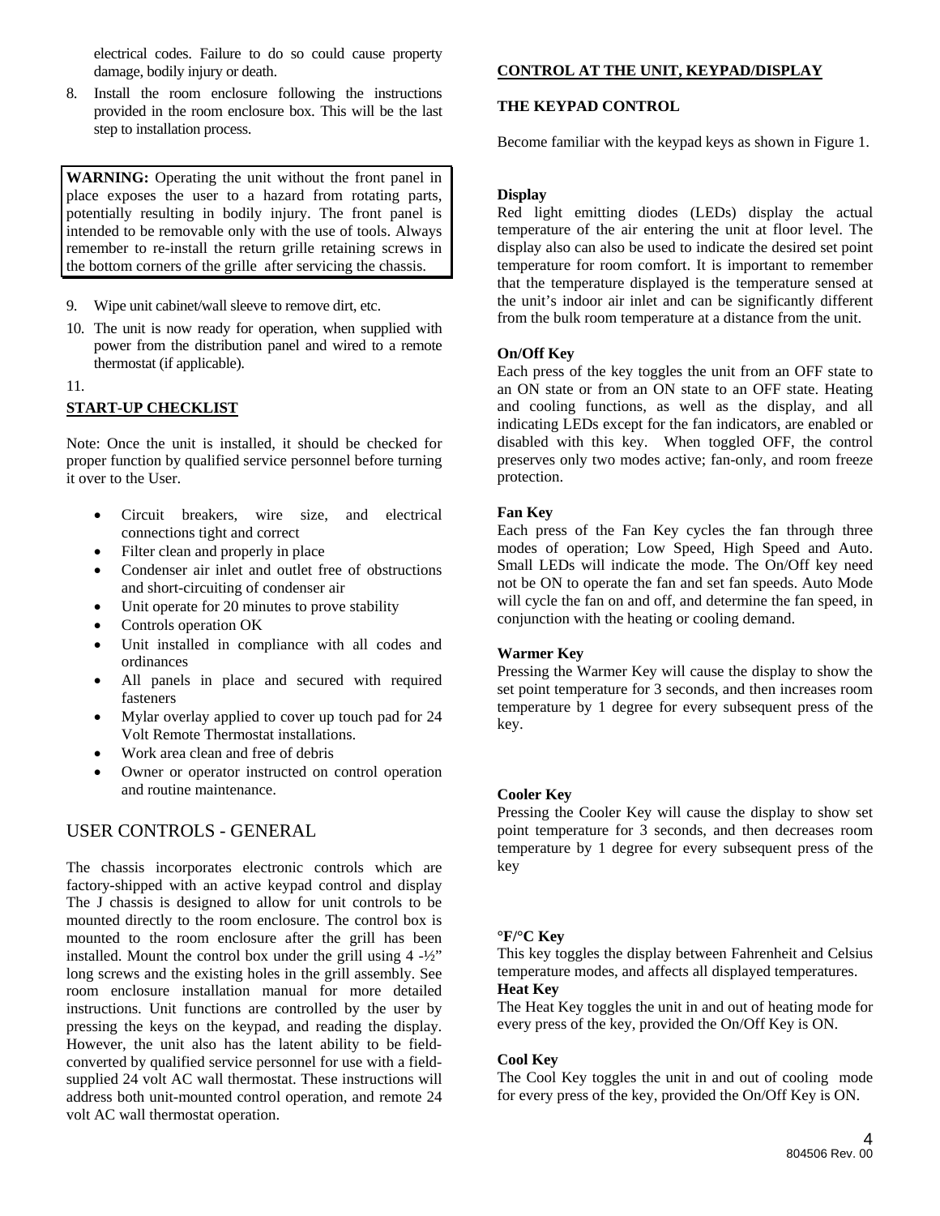electrical codes. Failure to do so could cause property damage, bodily injury or death.

8. Install the room enclosure following the instructions provided in the room enclosure box. This will be the last step to installation process.

> **WARNING:** Operating the unit without the front panel in place exposes the user to a hazard from rotating parts, potentially resulting in bodily injury. The front panel is intended to be removable only with the use of tools. Always remember to re-install the return grille retaining screws in the bottom corners of the grille after servicing the chassis.

9. Wipe unit cabinet/wall sleeve to remove dirt, etc.
10. The unit is now ready for operation, when supplied with power from the distribution panel and wired to a remote thermostat (if applicable).
11.

**START-UP CHECKLIST**

Note: Once the unit is installed, it should be checked for proper function by qualified service personnel before turning it over to the User.

- Circuit breakers, wire size, and electrical connections tight and correct
- Filter clean and properly in place
- Condenser air inlet and outlet free of obstructions and short-circuiting of condenser air
- Unit operate for 20 minutes to prove stability
- Controls operation OK
- Unit installed in compliance with all codes and ordinances
- All panels in place and secured with required fasteners
- Mylar overlay applied to cover up touch pad for 24 Volt Remote Thermostat installations.
- Work area clean and free of debris
- Owner or operator instructed on control operation and routine maintenance.

## USER CONTROLS - GENERAL

The chassis incorporates electronic controls which are factory-shipped with an active keypad control and display The J chassis is designed to allow for unit controls to be mounted directly to the room enclosure. The control box is mounted to the room enclosure after the grill has been installed. Mount the control box under the grill using 4 -½" long screws and the existing holes in the grill assembly. See room enclosure installation manual for more detailed instructions. Unit functions are controlled by the user by pressing the keys on the keypad, and reading the display. However, the unit also has the latent ability to be field-converted by qualified service personnel for use with a field-supplied 24 volt AC wall thermostat. These instructions will address both unit-mounted control operation, and remote 24 volt AC wall thermostat operation.

**CONTROL AT THE UNIT, KEYPAD/DISPLAY**

**THE KEYPAD CONTROL**

Become familiar with the keypad keys as shown in Figure 1.

**Display**

Red light emitting diodes (LEDs) display the actual temperature of the air entering the unit at floor level. The display also can also be used to indicate the desired set point temperature for room comfort. It is important to remember that the temperature displayed is the temperature sensed at the unit's indoor air inlet and can be significantly different from the bulk room temperature at a distance from the unit.

**On/Off Key**

Each press of the key toggles the unit from an OFF state to an ON state or from an ON state to an OFF state. Heating and cooling functions, as well as the display, and all indicating LEDs except for the fan indicators, are enabled or disabled with this key. When toggled OFF, the control preserves only two modes active; fan-only, and room freeze protection.

**Fan Key**

Each press of the Fan Key cycles the fan through three modes of operation; Low Speed, High Speed and Auto. Small LEDs will indicate the mode. The On/Off key need not be ON to operate the fan and set fan speeds. Auto Mode will cycle the fan on and off, and determine the fan speed, in conjunction with the heating or cooling demand.

**Warmer Key**

Pressing the Warmer Key will cause the display to show the set point temperature for 3 seconds, and then increases room temperature by 1 degree for every subsequent press of the key.

**Cooler Key**

Pressing the Cooler Key will cause the display to show set point temperature for 3 seconds, and then decreases room temperature by 1 degree for every subsequent press of the key

**°F/°C Key**

This key toggles the display between Fahrenheit and Celsius temperature modes, and affects all displayed temperatures.

**Heat Key**

The Heat Key toggles the unit in and out of heating mode for every press of the key, provided the On/Off Key is ON.

**Cool Key**

The Cool Key toggles the unit in and out of cooling mode for every press of the key, provided the On/Off Key is ON.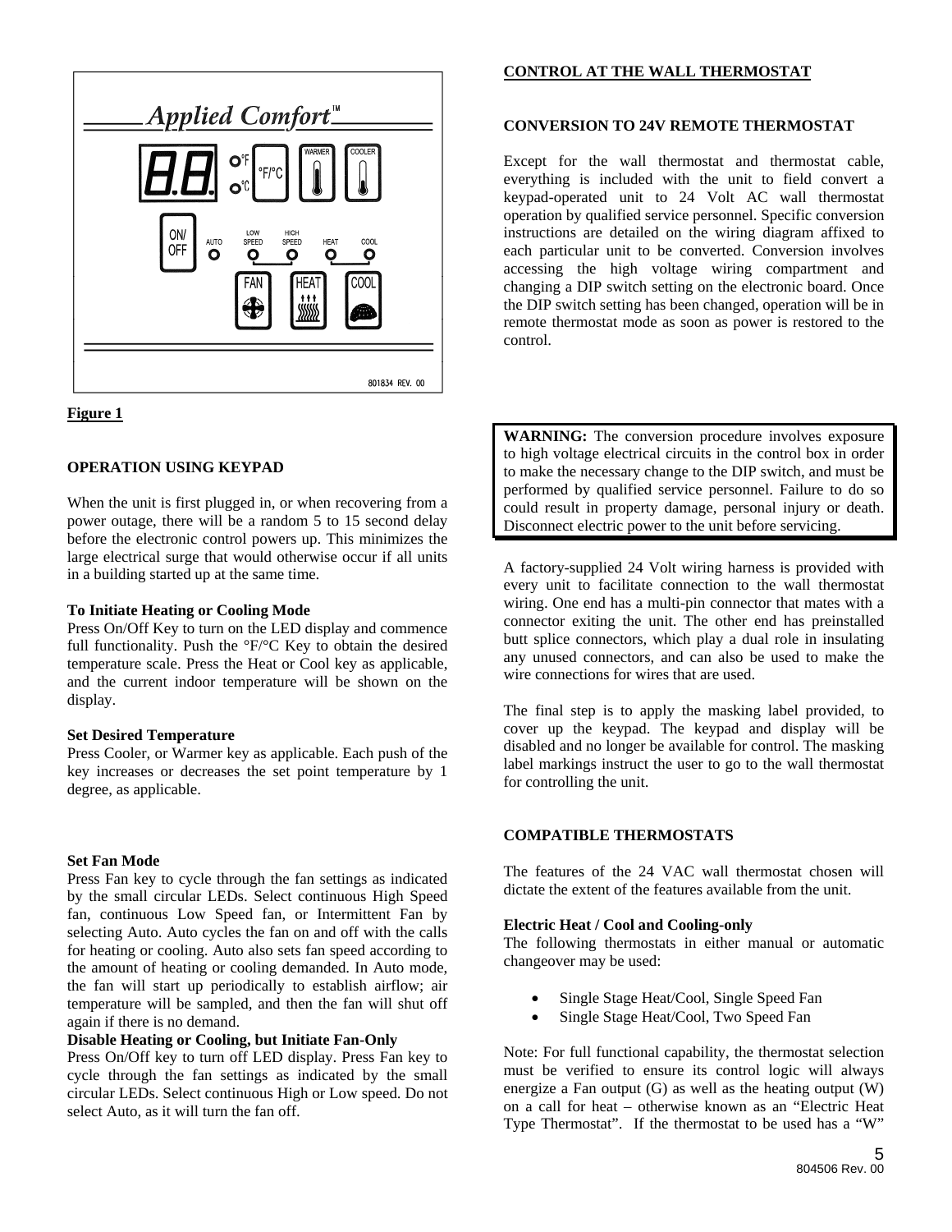**Figure 1**

## OPERATION USING KEYPAD

When the unit is first plugged in, or when recovering from a power outage, there will be a random 5 to 15 second delay before the electronic control powers up. This minimizes the large electrical surge that would otherwise occur if all units in a building started up at the same time.

### To Initiate Heating or Cooling Mode

Press On/Off Key to turn on the LED display and commence full functionality. Push the °F/°C Key to obtain the desired temperature scale. Press the Heat or Cool key as applicable, and the current indoor temperature will be shown on the display.

### Set Desired Temperature

Press Cooler, or Warmer key as applicable. Each push of the key increases or decreases the set point temperature by 1 degree, as applicable.

### Set Fan Mode

Press Fan key to cycle through the fan settings as indicated by the small circular LEDs. Select continuous High Speed fan, continuous Low Speed fan, or Intermittent Fan by selecting Auto. Auto cycles the fan on and off with the calls for heating or cooling. Auto also sets fan speed according to the amount of heating or cooling demanded. In Auto mode, the fan will start up periodically to establish airflow; air temperature will be sampled, and then the fan will shut off again if there is no demand.

### Disable Heating or Cooling, but Initiate Fan-Only

Press On/Off key to turn off LED display. Press Fan key to cycle through the fan settings as indicated by the small circular LEDs. Select continuous High or Low speed. Do not select Auto, as it will turn the fan off.

## CONTROL AT THE WALL THERMOSTAT

## CONVERSION TO 24V REMOTE THERMOSTAT

Except for the wall thermostat and thermostat cable, everything is included with the unit to field convert a keypad-operated unit to 24 Volt AC wall thermostat operation by qualified service personnel. Specific conversion instructions are detailed on the wiring diagram affixed to each particular unit to be converted. Conversion involves accessing the high voltage wiring compartment and changing a DIP switch setting on the electronic board. Once the DIP switch setting has been changed, operation will be in remote thermostat mode as soon as power is restored to the control.

> **WARNING:** The conversion procedure involves exposure to high voltage electrical circuits in the control box in order to make the necessary change to the DIP switch, and must be performed by qualified service personnel. Failure to do so could result in property damage, personal injury or death. Disconnect electric power to the unit before servicing.

A factory-supplied 24 Volt wiring harness is provided with every unit to facilitate connection to the wall thermostat wiring. One end has a multi-pin connector that mates with a connector exiting the unit. The other end has preinstalled butt splice connectors, which play a dual role in insulating any unused connectors, and can also be used to make the wire connections for wires that are used.

The final step is to apply the masking label provided, to cover up the keypad. The keypad and display will be disabled and no longer be available for control. The masking label markings instruct the user to go to the wall thermostat for controlling the unit.

## COMPATIBLE THERMOSTATS

The features of the 24 VAC wall thermostat chosen will dictate the extent of the features available from the unit.

### Electric Heat / Cool and Cooling-only

The following thermostats in either manual or automatic changeover may be used:

- Single Stage Heat/Cool, Single Speed Fan
- Single Stage Heat/Cool, Two Speed Fan

Note: For full functional capability, the thermostat selection must be verified to ensure its control logic will always energize a Fan output (G) as well as the heating output (W) on a call for heat – otherwise known as an "Electric Heat Type Thermostat". If the thermostat to be used has a "W"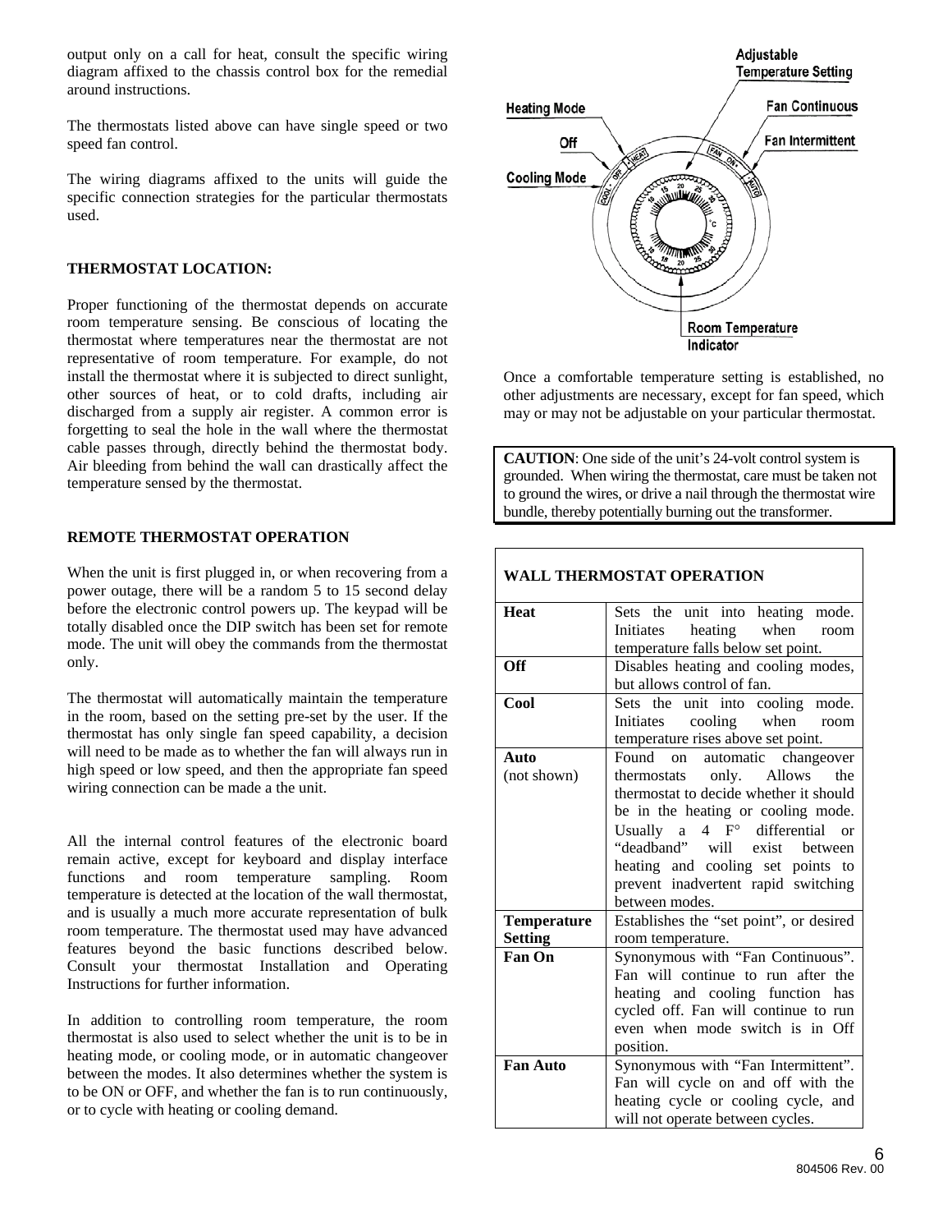output only on a call for heat, consult the specific wiring diagram affixed to the chassis control box for the remedial around instructions.

The thermostats listed above can have single speed or two speed fan control.

The wiring diagrams affixed to the units will guide the specific connection strategies for the particular thermostats used.

### THERMOSTAT LOCATION:

Proper functioning of the thermostat depends on accurate room temperature sensing. Be conscious of locating the thermostat where temperatures near the thermostat are not representative of room temperature. For example, do not install the thermostat where it is subjected to direct sunlight, other sources of heat, or to cold drafts, including air discharged from a supply air register. A common error is forgetting to seal the hole in the wall where the thermostat cable passes through, directly behind the thermostat body. Air bleeding from behind the wall can drastically affect the temperature sensed by the thermostat.

### REMOTE THERMOSTAT OPERATION

When the unit is first plugged in, or when recovering from a power outage, there will be a random 5 to 15 second delay before the electronic control powers up. The keypad will be totally disabled once the DIP switch has been set for remote mode. The unit will obey the commands from the thermostat only.

The thermostat will automatically maintain the temperature in the room, based on the setting pre-set by the user. If the thermostat has only single fan speed capability, a decision will need to be made as to whether the fan will always run in high speed or low speed, and then the appropriate fan speed wiring connection can be made a the unit.

All the internal control features of the electronic board remain active, except for keyboard and display interface functions and room temperature sampling. Room temperature is detected at the location of the wall thermostat, and is usually a much more accurate representation of bulk room temperature. The thermostat used may have advanced features beyond the basic functions described below. Consult your thermostat Installation and Operating Instructions for further information.

In addition to controlling room temperature, the room thermostat is also used to select whether the unit is to be in heating mode, or cooling mode, or in automatic changeover between the modes. It also determines whether the system is to be ON or OFF, and whether the fan is to run continuously, or to cycle with heating or cooling demand.

Heating Mode, Off, Cooling Mode, Adjustable Temperature Setting, Fan Continuous, Fan Intermittent, Room Temperature Indicator

Once a comfortable temperature setting is established, no other adjustments are necessary, except for fan speed, which may or may not be adjustable on your particular thermostat.

**CAUTION**: One side of the unit's 24-volt control system is grounded. When wiring the thermostat, care must be taken not to ground the wires, or drive a nail through the thermostat wire bundle, thereby potentially burning out the transformer.

### WALL THERMOSTAT OPERATION

| | |
|---|---|
| **Heat** | Sets the unit into heating mode. Initiates heating when room temperature falls below set point. |
| **Off** | Disables heating and cooling modes, but allows control of fan. |
| **Cool** | Sets the unit into cooling mode. Initiates cooling when room temperature rises above set point. |
| **Auto** (not shown) | Found on automatic changeover thermostats only. Allows the thermostat to decide whether it should be in the heating or cooling mode. Usually a 4 F° differential or "deadband" will exist between heating and cooling set points to prevent inadvertent rapid switching between modes. |
| **Temperature Setting** | Establishes the "set point", or desired room temperature. |
| **Fan On** | Synonymous with "Fan Continuous". Fan will continue to run after the heating and cooling function has cycled off. Fan will continue to run even when mode switch is in Off position. |
| **Fan Auto** | Synonymous with "Fan Intermittent". Fan will cycle on and off with the heating cycle or cooling cycle, and will not operate between cycles. |

804506 Rev. 00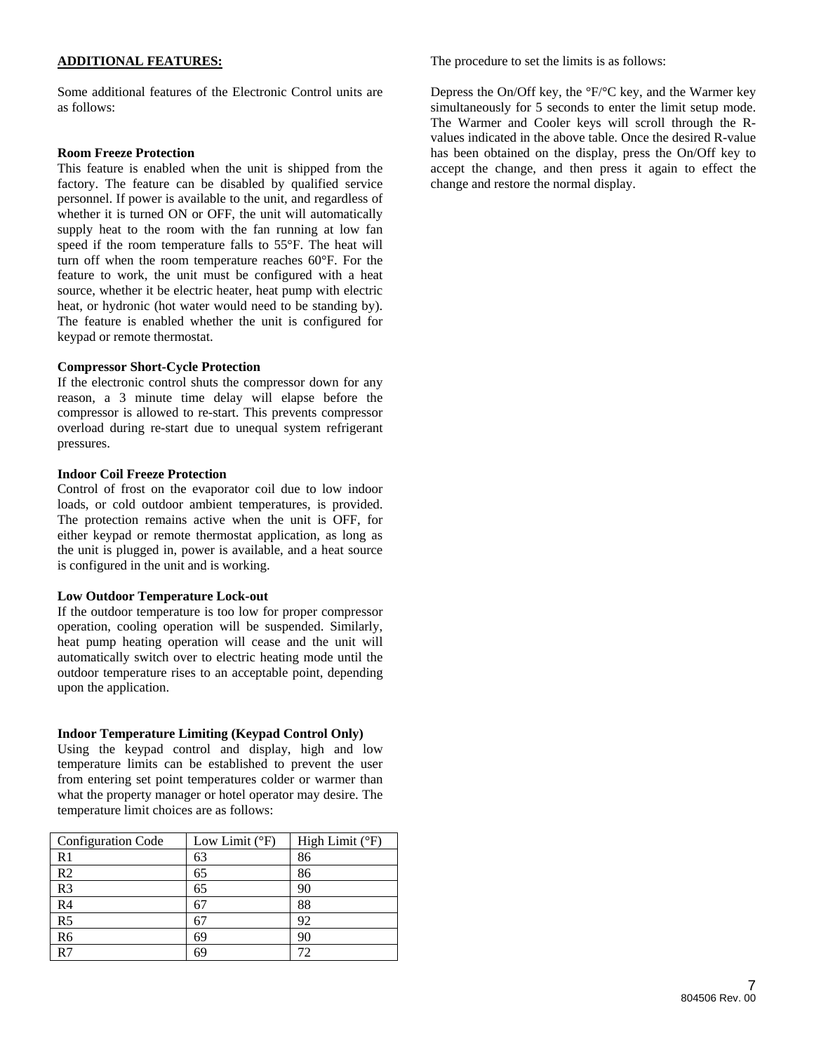## ADDITIONAL FEATURES:

Some additional features of the Electronic Control units are as follows:

### Room Freeze Protection

This feature is enabled when the unit is shipped from the factory. The feature can be disabled by qualified service personnel. If power is available to the unit, and regardless of whether it is turned ON or OFF, the unit will automatically supply heat to the room with the fan running at low fan speed if the room temperature falls to 55°F. The heat will turn off when the room temperature reaches 60°F. For the feature to work, the unit must be configured with a heat source, whether it be electric heater, heat pump with electric heat, or hydronic (hot water would need to be standing by). The feature is enabled whether the unit is configured for keypad or remote thermostat.

### Compressor Short-Cycle Protection

If the electronic control shuts the compressor down for any reason, a 3 minute time delay will elapse before the compressor is allowed to re-start. This prevents compressor overload during re-start due to unequal system refrigerant pressures.

### Indoor Coil Freeze Protection

Control of frost on the evaporator coil due to low indoor loads, or cold outdoor ambient temperatures, is provided. The protection remains active when the unit is OFF, for either keypad or remote thermostat application, as long as the unit is plugged in, power is available, and a heat source is configured in the unit and is working.

### Low Outdoor Temperature Lock-out

If the outdoor temperature is too low for proper compressor operation, cooling operation will be suspended. Similarly, heat pump heating operation will cease and the unit will automatically switch over to electric heating mode until the outdoor temperature rises to an acceptable point, depending upon the application.

### Indoor Temperature Limiting (Keypad Control Only)

Using the keypad control and display, high and low temperature limits can be established to prevent the user from entering set point temperatures colder or warmer than what the property manager or hotel operator may desire. The temperature limit choices are as follows:

| Configuration Code | Low Limit (°F) | High Limit (°F) |
|---|---|---|
| R1 | 63 | 86 |
| R2 | 65 | 86 |
| R3 | 65 | 90 |
| R4 | 67 | 88 |
| R5 | 67 | 92 |
| R6 | 69 | 90 |
| R7 | 69 | 72 |

The procedure to set the limits is as follows:

Depress the On/Off key, the °F/°C key, and the Warmer key simultaneously for 5 seconds to enter the limit setup mode. The Warmer and Cooler keys will scroll through the R-values indicated in the above table. Once the desired R-value has been obtained on the display, press the On/Off key to accept the change, and then press it again to effect the change and restore the normal display.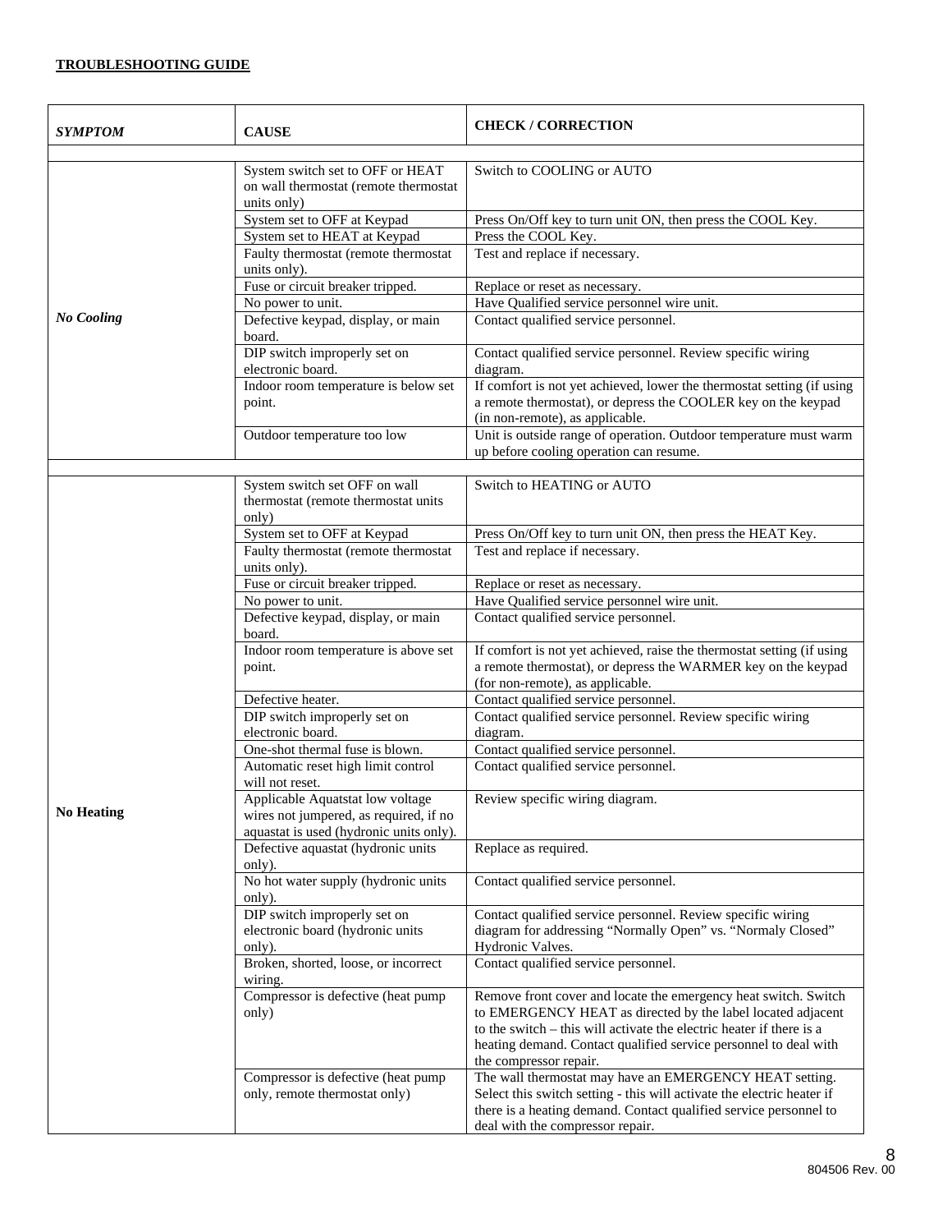**TROUBLESHOOTING GUIDE**

| *SYMPTOM* | CAUSE | CHECK / CORRECTION |
|---|---|---|
| ***No Cooling*** | System switch set to OFF or HEAT on wall thermostat (remote thermostat units only) | Switch to COOLING or AUTO |
| | System set to OFF at Keypad | Press On/Off key to turn unit ON, then press the COOL Key. |
| | System set to HEAT at Keypad | Press the COOL Key. |
| | Faulty thermostat (remote thermostat units only). | Test and replace if necessary. |
| | Fuse or circuit breaker tripped. | Replace or reset as necessary. |
| | No power to unit. | Have Qualified service personnel wire unit. |
| | Defective keypad, display, or main board. | Contact qualified service personnel. |
| | DIP switch improperly set on electronic board. | Contact qualified service personnel. Review specific wiring diagram. |
| | Indoor room temperature is below set point. | If comfort is not yet achieved, lower the thermostat setting (if using a remote thermostat), or depress the COOLER key on the keypad (in non-remote), as applicable. |
| | Outdoor temperature too low | Unit is outside range of operation. Outdoor temperature must warm up before cooling operation can resume. |
| **No Heating** | System switch set OFF on wall thermostat (remote thermostat units only) | Switch to HEATING or AUTO |
| | System set to OFF at Keypad | Press On/Off key to turn unit ON, then press the HEAT Key. |
| | Faulty thermostat (remote thermostat units only). | Test and replace if necessary. |
| | Fuse or circuit breaker tripped. | Replace or reset as necessary. |
| | No power to unit. | Have Qualified service personnel wire unit. |
| | Defective keypad, display, or main board. | Contact qualified service personnel. |
| | Indoor room temperature is above set point. | If comfort is not yet achieved, raise the thermostat setting (if using a remote thermostat), or depress the WARMER key on the keypad (for non-remote), as applicable. |
| | Defective heater. | Contact qualified service personnel. |
| | DIP switch improperly set on electronic board. | Contact qualified service personnel. Review specific wiring diagram. |
| | One-shot thermal fuse is blown. | Contact qualified service personnel. |
| | Automatic reset high limit control will not reset. | Contact qualified service personnel. |
| | Applicable Aquatstat low voltage wires not jumpered, as required, if no aquastat is used (hydronic units only). | Review specific wiring diagram. |
| | Defective aquastat (hydronic units only). | Replace as required. |
| | No hot water supply (hydronic units only). | Contact qualified service personnel. |
| | DIP switch improperly set on electronic board (hydronic units only). | Contact qualified service personnel. Review specific wiring diagram for addressing "Normally Open" vs. "Normaly Closed" Hydronic Valves. |
| | Broken, shorted, loose, or incorrect wiring. | Contact qualified service personnel. |
| | Compressor is defective (heat pump only) | Remove front cover and locate the emergency heat switch. Switch to EMERGENCY HEAT as directed by the label located adjacent to the switch – this will activate the electric heater if there is a heating demand. Contact qualified service personnel to deal with the compressor repair. |
| | Compressor is defective (heat pump only, remote thermostat only) | The wall thermostat may have an EMERGENCY HEAT setting. Select this switch setting - this will activate the electric heater if there is a heating demand. Contact qualified service personnel to deal with the compressor repair. |

804506 Rev. 00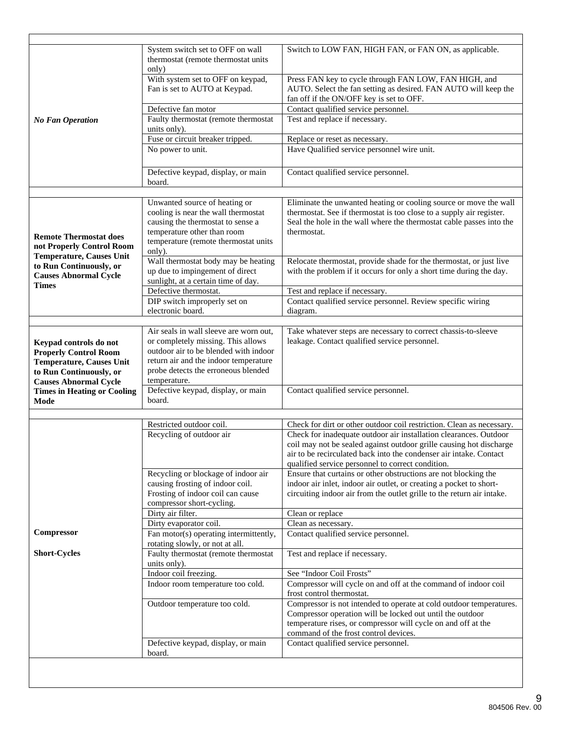| Problem | Possible Cause | Remedy |
|---|---|---|
| ***No Fan Operation*** | System switch set to OFF on wall thermostat (remote thermostat units only) | Switch to LOW FAN, HIGH FAN, or FAN ON, as applicable. |
| | With system set to OFF on keypad, Fan is set to AUTO at Keypad. | Press FAN key to cycle through FAN LOW, FAN HIGH, and AUTO. Select the fan setting as desired. FAN AUTO will keep the fan off if the ON/OFF key is set to OFF. |
| | Defective fan motor | Contact qualified service personnel. |
| | Faulty thermostat (remote thermostat units only). | Test and replace if necessary. |
| | Fuse or circuit breaker tripped. | Replace or reset as necessary. |
| | No power to unit. | Have Qualified service personnel wire unit. |
| | Defective keypad, display, or main board. | Contact qualified service personnel. |
| **Remote Thermostat does not Properly Control Room Temperature, Causes Unit to Run Continuously, or Causes Abnormal Cycle Times** | Unwanted source of heating or cooling is near the wall thermostat causing the thermostat to sense a temperature other than room temperature (remote thermostat units only). | Eliminate the unwanted heating or cooling source or move the wall thermostat. See if thermostat is too close to a supply air register. Seal the hole in the wall where the thermostat cable passes into the thermostat. |
| | Wall thermostat body may be heating up due to impingement of direct sunlight, at a certain time of day. | Relocate thermostat, provide shade for the thermostat, or just live with the problem if it occurs for only a short time during the day. |
| | Defective thermostat. | Test and replace if necessary. |
| | DIP switch improperly set on electronic board. | Contact qualified service personnel. Review specific wiring diagram. |
| **Keypad controls do not Properly Control Room Temperature, Causes Unit to Run Continuously, or Causes Abnormal Cycle Times in Heating or Cooling Mode** | Air seals in wall sleeve are worn out, or completely missing. This allows outdoor air to be blended with indoor return air and the indoor temperature probe detects the erroneous blended temperature. | Take whatever steps are necessary to correct chassis-to-sleeve leakage. Contact qualified service personnel. |
| | Defective keypad, display, or main board. | Contact qualified service personnel. |
| **Compressor Short-Cycles** | Restricted outdoor coil. | Check for dirt or other outdoor coil restriction. Clean as necessary. |
| | Recycling of outdoor air | Check for inadequate outdoor air installation clearances. Outdoor coil may not be sealed against outdoor grille causing hot discharge air to be recirculated back into the condenser air intake. Contact qualified service personnel to correct condition. |
| | Recycling or blockage of indoor air causing frosting of indoor coil. Frosting of indoor coil can cause compressor short-cycling. | Ensure that curtains or other obstructions are not blocking the indoor air inlet, indoor air outlet, or creating a pocket to short-circuiting indoor air from the outlet grille to the return air intake. |
| | Dirty air filter. | Clean or replace |
| | Dirty evaporator coil. | Clean as necessary. |
| | Fan motor(s) operating intermittently, rotating slowly, or not at all. | Contact qualified service personnel. |
| | Faulty thermostat (remote thermostat units only). | Test and replace if necessary. |
| | Indoor coil freezing. | See "Indoor Coil Frosts" |
| | Indoor room temperature too cold. | Compressor will cycle on and off at the command of indoor coil frost control thermostat. |
| | Outdoor temperature too cold. | Compressor is not intended to operate at cold outdoor temperatures. Compressor operation will be locked out until the outdoor temperature rises, or compressor will cycle on and off at the command of the frost control devices. |
| | Defective keypad, display, or main board. | Contact qualified service personnel. |

804506 Rev. 00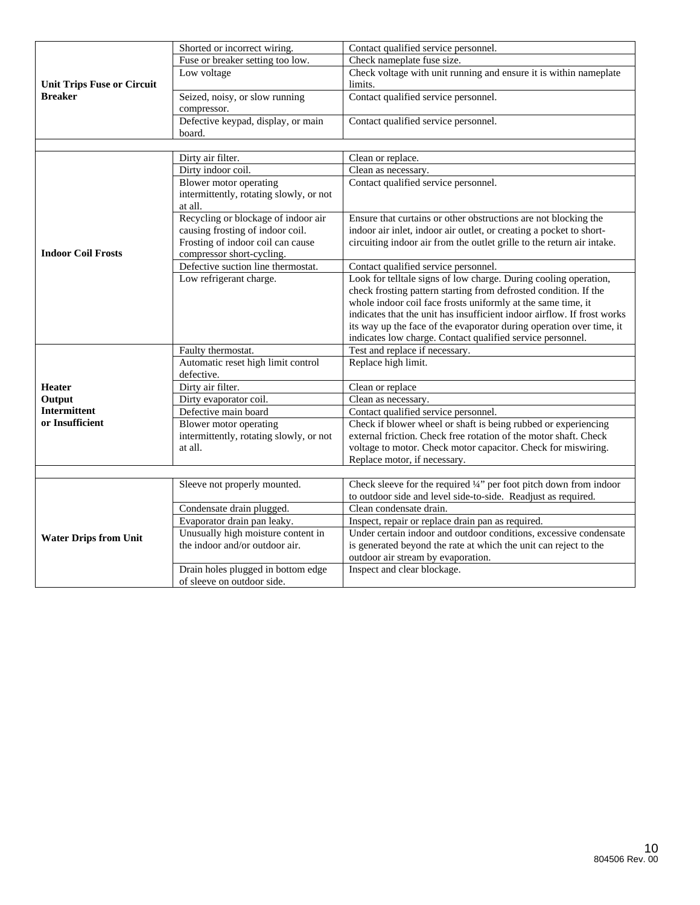| | | |
|---|---|---|
| **Unit Trips Fuse or Circuit Breaker** | Shorted or incorrect wiring. | Contact qualified service personnel. |
| | Fuse or breaker setting too low. | Check nameplate fuse size. |
| | Low voltage | Check voltage with unit running and ensure it is within nameplate limits. |
| | Seized, noisy, or slow running compressor. | Contact qualified service personnel. |
| | Defective keypad, display, or main board. | Contact qualified service personnel. |
| | | |
| **Indoor Coil Frosts** | Dirty air filter. | Clean or replace. |
| | Dirty indoor coil. | Clean as necessary. |
| | Blower motor operating intermittently, rotating slowly, or not at all. | Contact qualified service personnel. |
| | Recycling or blockage of indoor air causing frosting of indoor coil. Frosting of indoor coil can cause compressor short-cycling. | Ensure that curtains or other obstructions are not blocking the indoor air inlet, indoor air outlet, or creating a pocket to short-circuiting indoor air from the outlet grille to the return air intake. |
| | Defective suction line thermostat. | Contact qualified service personnel. |
| | Low refrigerant charge. | Look for telltale signs of low charge. During cooling operation, check frosting pattern starting from defrosted condition. If the whole indoor coil face frosts uniformly at the same time, it indicates that the unit has insufficient indoor airflow. If frost works its way up the face of the evaporator during operation over time, it indicates low charge. Contact qualified service personnel. |
| **Heater Output Intermittent or Insufficient** | Faulty thermostat. | Test and replace if necessary. |
| | Automatic reset high limit control defective. | Replace high limit. |
| | Dirty air filter. | Clean or replace |
| | Dirty evaporator coil. | Clean as necessary. |
| | Defective main board | Contact qualified service personnel. |
| | Blower motor operating intermittently, rotating slowly, or not at all. | Check if blower wheel or shaft is being rubbed or experiencing external friction. Check free rotation of the motor shaft. Check voltage to motor. Check motor capacitor. Check for miswiring. Replace motor, if necessary. |
| | | |
| **Water Drips from Unit** | Sleeve not properly mounted. | Check sleeve for the required ¼" per foot pitch down from indoor to outdoor side and level side-to-side. Readjust as required. |
| | Condensate drain plugged. | Clean condensate drain. |
| | Evaporator drain pan leaky. | Inspect, repair or replace drain pan as required. |
| | Unusually high moisture content in the indoor and/or outdoor air. | Under certain indoor and outdoor conditions, excessive condensate is generated beyond the rate at which the unit can reject to the outdoor air stream by evaporation. |
| | Drain holes plugged in bottom edge of sleeve on outdoor side. | Inspect and clear blockage. |

804506 Rev. 00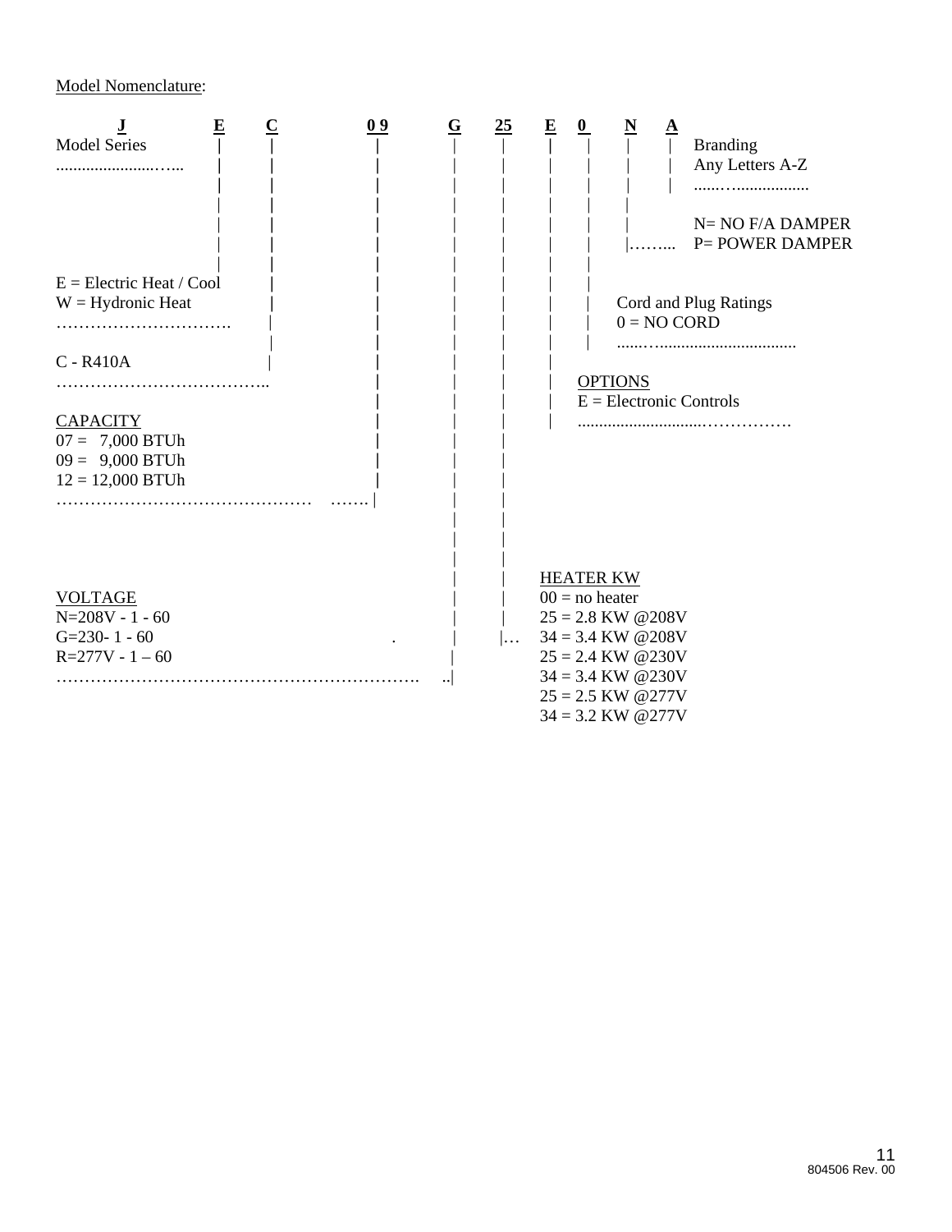Model Nomenclature:

**J E C 09 G 25 E 0 N A**

| Position | Code | Description |
|---|---|---|
| 1 | J | Model Series |
| 2 | E | E = Electric Heat / Cool<br>W = Hydronic Heat |
| 3 | C | C - R410A |
| 4–5 | 09 | CAPACITY<br>07 = 7,000 BTUh<br>09 = 9,000 BTUh<br>12 = 12,000 BTUh |
| 6 | G | VOLTAGE<br>N=208V - 1 - 60<br>G=230- 1 - 60<br>R=277V - 1 – 60 |
| 7–8 | 25 | HEATER KW<br>00 = no heater<br>25 = 2.8 KW @208V<br>34 = 3.4 KW @208V<br>25 = 2.4 KW @230V<br>34 = 3.4 KW @230V<br>25 = 2.5 KW @277V<br>34 = 3.2 KW @277V |
| 9 | E | OPTIONS<br>E = Electronic Controls |
| 10 | 0 | Cord and Plug Ratings<br>0 = NO CORD |
| 11 | N | N= NO F/A DAMPER<br>P= POWER DAMPER |
| 12 | A | Branding<br>Any Letters A-Z |

804506 Rev. 00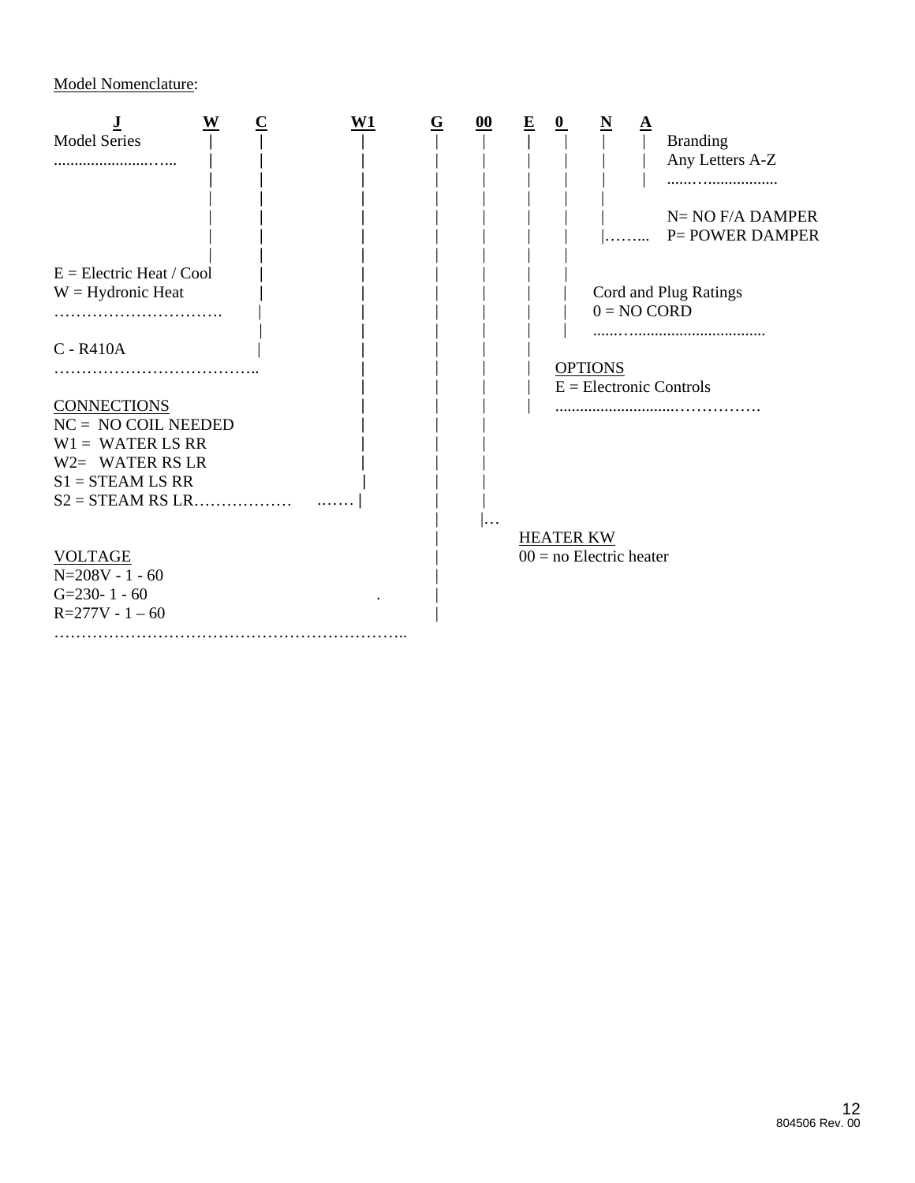Model Nomenclature:

**J W C W1 G 00 E 0 N A**

Model Series

E = Electric Heat / Cool
W = Hydronic Heat

C - R410A

CONNECTIONS
NC = NO COIL NEEDED
W1 = WATER LS RR
W2= WATER RS LR
S1 = STEAM LS RR
S2 = STEAM RS LR

VOLTAGE
N=208V - 1 - 60
G=230- 1 - 60
R=277V - 1 – 60

HEATER KW
00 = no Electric heater

OPTIONS
E = Electronic Controls

Cord and Plug Ratings
0 = NO CORD

N= NO F/A DAMPER
P= POWER DAMPER

Branding
Any Letters A-Z